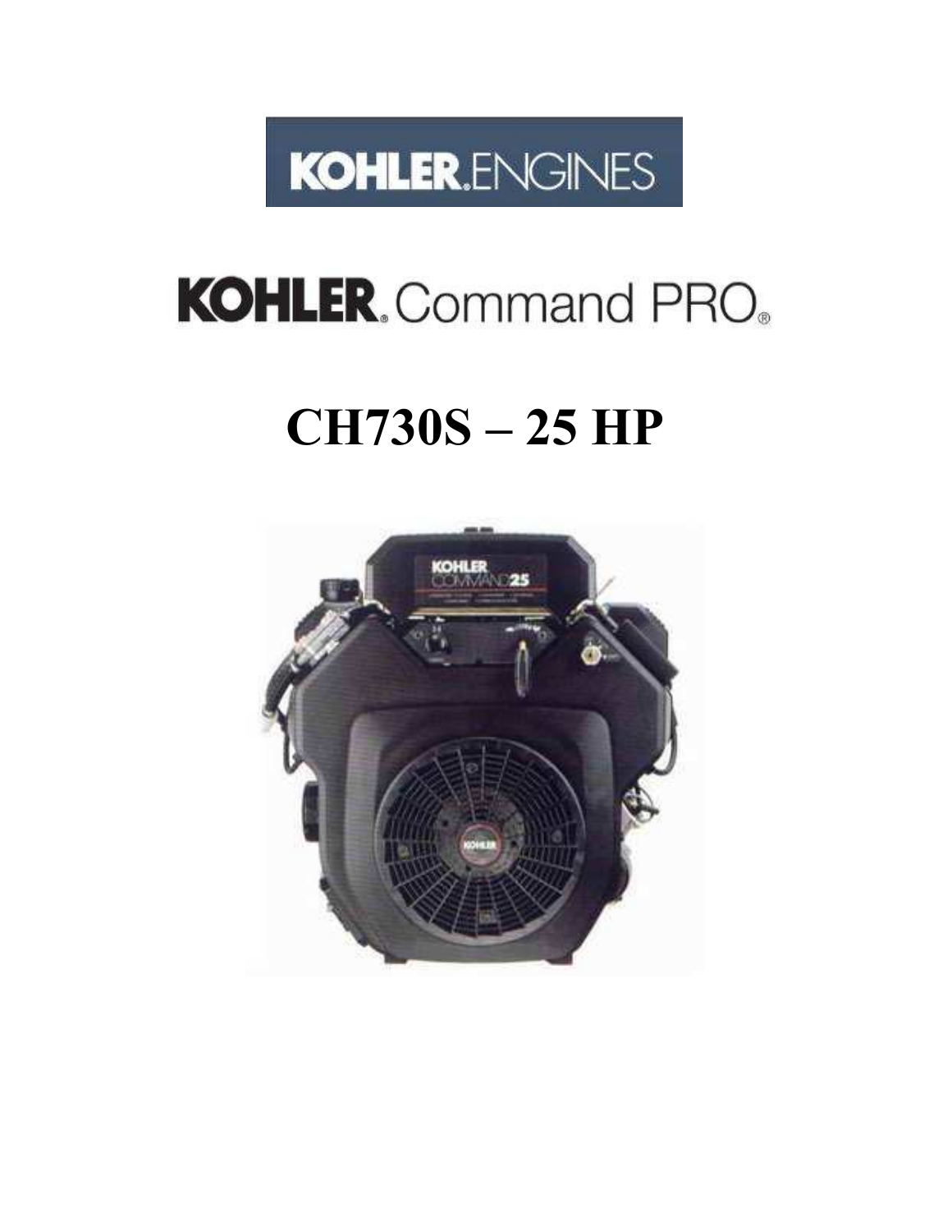KOHLER.ENGINES

KOHLER. Command PRO.

# CH730S – 25 HP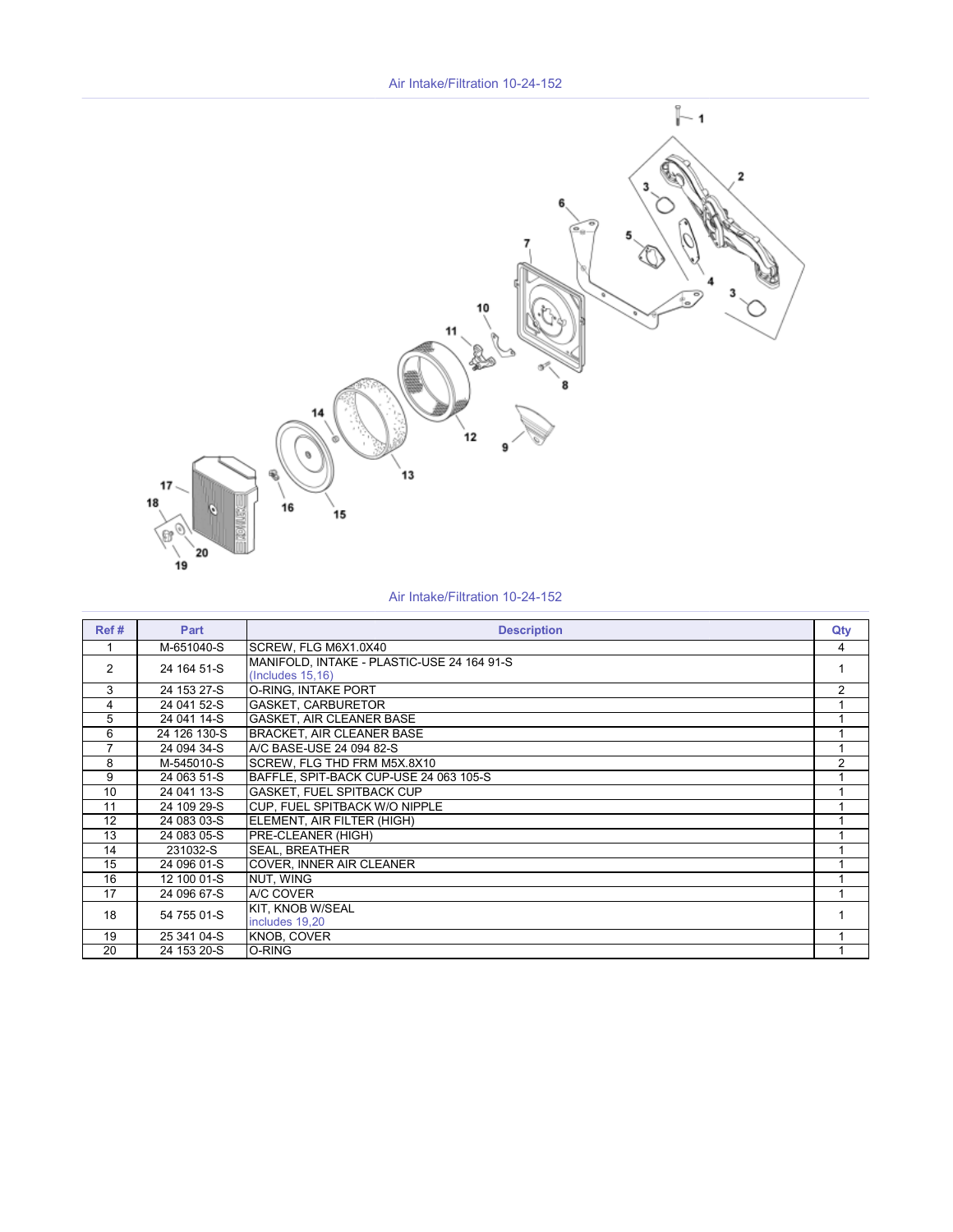## Air Intake/Filtration 10-24-152

## Air Intake/Filtration 10-24-152

| Ref # | Part | Description | Qty |
|---|---|---|---|
| 1 | M-651040-S | SCREW, FLG M6X1.0X40 | 4 |
| 2 | 24 164 51-S | MANIFOLD, INTAKE - PLASTIC-USE 24 164 91-S (Includes 15,16) | 1 |
| 3 | 24 153 27-S | O-RING, INTAKE PORT | 2 |
| 4 | 24 041 52-S | GASKET, CARBURETOR | 1 |
| 5 | 24 041 14-S | GASKET, AIR CLEANER BASE | 1 |
| 6 | 24 126 130-S | BRACKET, AIR CLEANER BASE | 1 |
| 7 | 24 094 34-S | A/C BASE-USE 24 094 82-S | 1 |
| 8 | M-545010-S | SCREW, FLG THD FRM M5X.8X10 | 2 |
| 9 | 24 063 51-S | BAFFLE, SPIT-BACK CUP-USE 24 063 105-S | 1 |
| 10 | 24 041 13-S | GASKET, FUEL SPITBACK CUP | 1 |
| 11 | 24 109 29-S | CUP, FUEL SPITBACK W/O NIPPLE | 1 |
| 12 | 24 083 03-S | ELEMENT, AIR FILTER (HIGH) | 1 |
| 13 | 24 083 05-S | PRE-CLEANER (HIGH) | 1 |
| 14 | 231032-S | SEAL, BREATHER | 1 |
| 15 | 24 096 01-S | COVER, INNER AIR CLEANER | 1 |
| 16 | 12 100 01-S | NUT, WING | 1 |
| 17 | 24 096 67-S | A/C COVER | 1 |
| 18 | 54 755 01-S | KIT, KNOB W/SEAL includes 19,20 | 1 |
| 19 | 25 341 04-S | KNOB, COVER | 1 |
| 20 | 24 153 20-S | O-RING | 1 |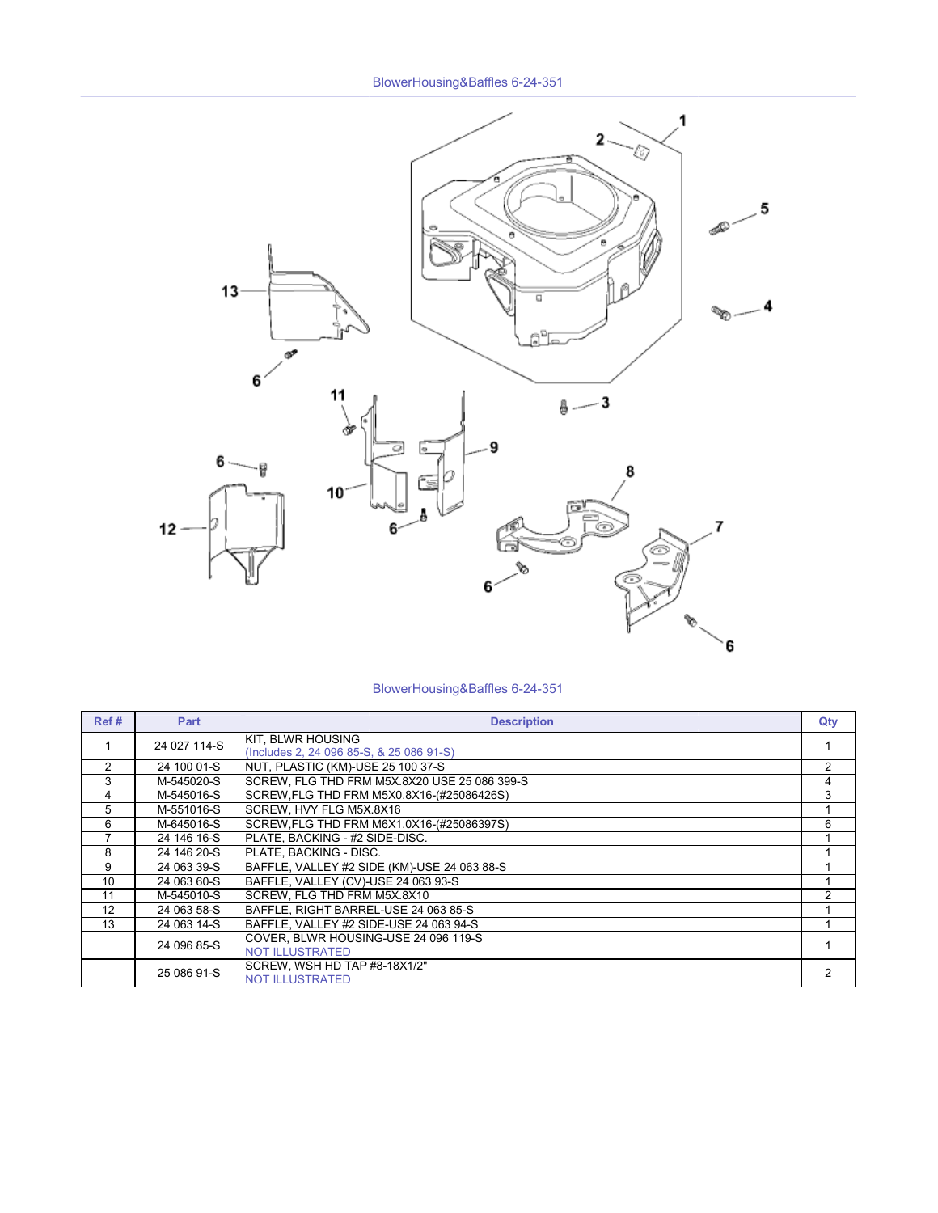BlowerHousing&Baffles 6-24-351

BlowerHousing&Baffles 6-24-351

| Ref # | Part | Description | Qty |
|---|---|---|---|
| 1 | 24 027 114-S | KIT, BLWR HOUSING (Includes 2, 24 096 85-S, & 25 086 91-S) | 1 |
| 2 | 24 100 01-S | NUT, PLASTIC (KM)-USE 25 100 37-S | 2 |
| 3 | M-545020-S | SCREW, FLG THD FRM M5X.8X20 USE 25 086 399-S | 4 |
| 4 | M-545016-S | SCREW,FLG THD FRM M5X0.8X16-(#25086426S) | 3 |
| 5 | M-551016-S | SCREW, HVY FLG M5X.8X16 | 1 |
| 6 | M-645016-S | SCREW,FLG THD FRM M6X1.0X16-(#25086397S) | 6 |
| 7 | 24 146 16-S | PLATE, BACKING - #2 SIDE-DISC. | 1 |
| 8 | 24 146 20-S | PLATE, BACKING - DISC. | 1 |
| 9 | 24 063 39-S | BAFFLE, VALLEY #2 SIDE (KM)-USE 24 063 88-S | 1 |
| 10 | 24 063 60-S | BAFFLE, VALLEY (CV)-USE 24 063 93-S | 1 |
| 11 | M-545010-S | SCREW, FLG THD FRM M5X.8X10 | 2 |
| 12 | 24 063 58-S | BAFFLE, RIGHT BARREL-USE 24 063 85-S | 1 |
| 13 | 24 063 14-S | BAFFLE, VALLEY #2 SIDE-USE 24 063 94-S | 1 |
| | 24 096 85-S | COVER, BLWR HOUSING-USE 24 096 119-S NOT ILLUSTRATED | 1 |
| | 25 086 91-S | SCREW, WSH HD TAP #8-18X1/2" NOT ILLUSTRATED | 2 |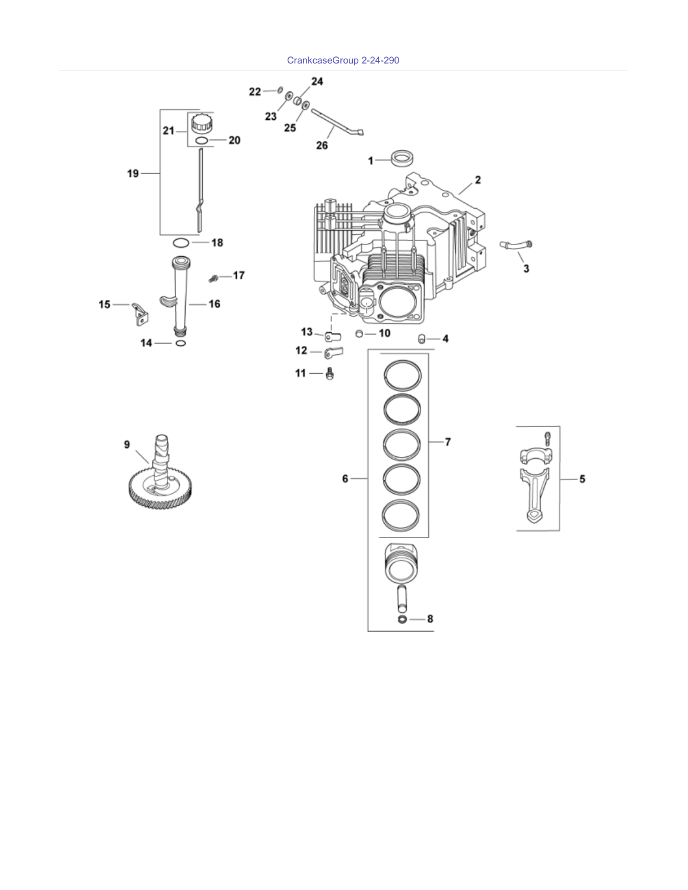CrankcaseGroup 2-24-290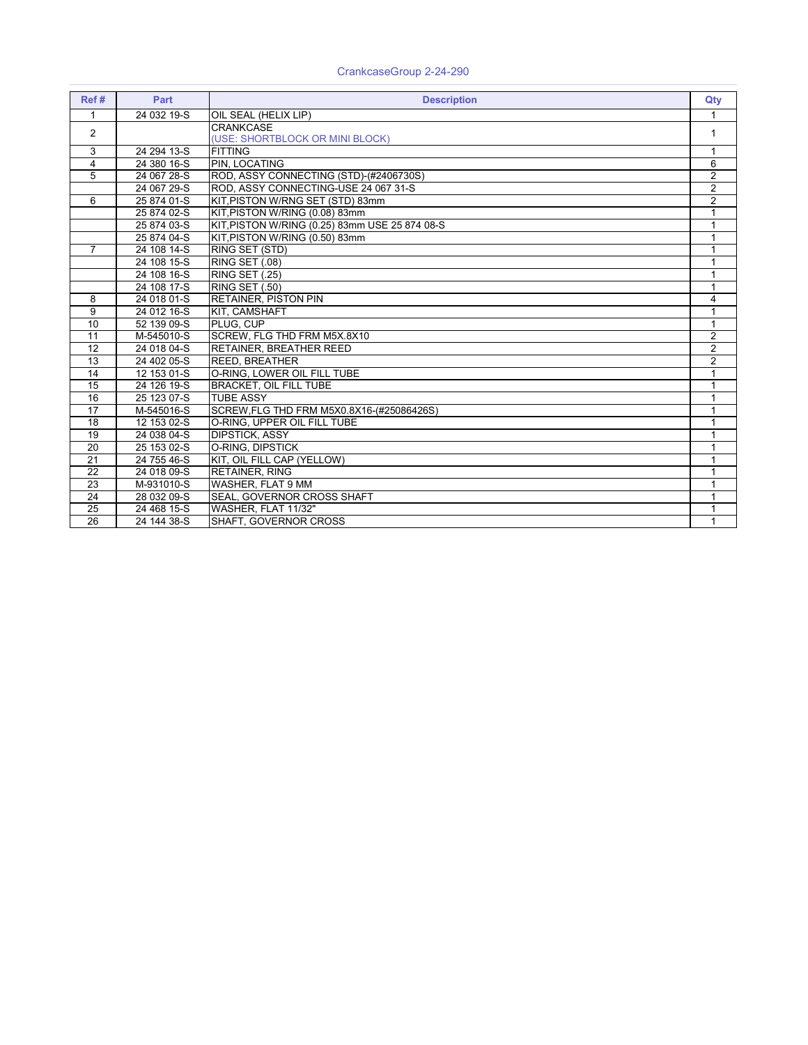# CrankcaseGroup 2-24-290

| Ref # | Part | Description | Qty |
|---|---|---|---|
| 1 | 24 032 19-S | OIL SEAL (HELIX LIP) | 1 |
| 2 | | CRANKCASE<br>(USE: SHORTBLOCK OR MINI BLOCK) | 1 |
| 3 | 24 294 13-S | FITTING | 1 |
| 4 | 24 380 16-S | PIN, LOCATING | 6 |
| 5 | 24 067 28-S | ROD, ASSY CONNECTING (STD)-(#2406730S) | 2 |
| | 24 067 29-S | ROD, ASSY CONNECTING-USE 24 067 31-S | 2 |
| 6 | 25 874 01-S | KIT,PISTON W/RNG SET (STD) 83mm | 2 |
| | 25 874 02-S | KIT,PISTON W/RING (0.08) 83mm | 1 |
| | 25 874 03-S | KIT,PISTON W/RING (0.25) 83mm USE 25 874 08-S | 1 |
| | 25 874 04-S | KIT,PISTON W/RING (0.50) 83mm | 1 |
| 7 | 24 108 14-S | RING SET (STD) | 1 |
| | 24 108 15-S | RING SET (.08) | 1 |
| | 24 108 16-S | RING SET (.25) | 1 |
| | 24 108 17-S | RING SET (.50) | 1 |
| 8 | 24 018 01-S | RETAINER, PISTON PIN | 4 |
| 9 | 24 012 16-S | KIT, CAMSHAFT | 1 |
| 10 | 52 139 09-S | PLUG, CUP | 1 |
| 11 | M-545010-S | SCREW, FLG THD FRM M5X.8X10 | 2 |
| 12 | 24 018 04-S | RETAINER, BREATHER REED | 2 |
| 13 | 24 402 05-S | REED, BREATHER | 2 |
| 14 | 12 153 01-S | O-RING, LOWER OIL FILL TUBE | 1 |
| 15 | 24 126 19-S | BRACKET, OIL FILL TUBE | 1 |
| 16 | 25 123 07-S | TUBE ASSY | 1 |
| 17 | M-545016-S | SCREW,FLG THD FRM M5X0.8X16-(#25086426S) | 1 |
| 18 | 12 153 02-S | O-RING, UPPER OIL FILL TUBE | 1 |
| 19 | 24 038 04-S | DIPSTICK, ASSY | 1 |
| 20 | 25 153 02-S | O-RING, DIPSTICK | 1 |
| 21 | 24 755 46-S | KIT, OIL FILL CAP (YELLOW) | 1 |
| 22 | 24 018 09-S | RETAINER, RING | 1 |
| 23 | M-931010-S | WASHER, FLAT 9 MM | 1 |
| 24 | 28 032 09-S | SEAL, GOVERNOR CROSS SHAFT | 1 |
| 25 | 24 468 15-S | WASHER, FLAT 11/32" | 1 |
| 26 | 24 144 38-S | SHAFT, GOVERNOR CROSS | 1 |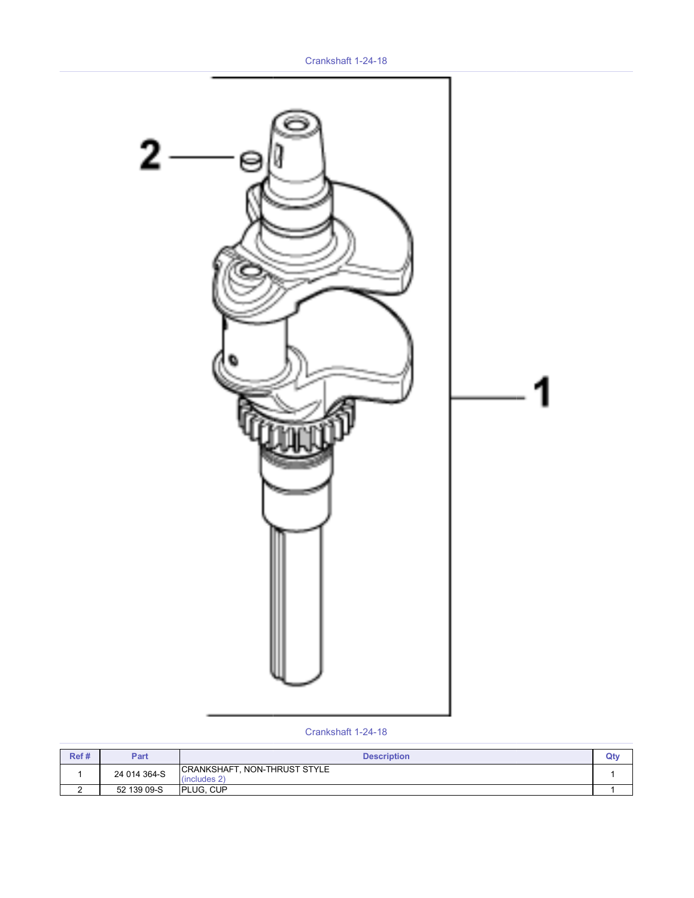Crankshaft 1-24-18

Crankshaft 1-24-18

| Ref # | Part | Description | Qty |
| --- | --- | --- | --- |
| 1 | 24 014 364-S | CRANKSHAFT, NON-THRUST STYLE (includes 2) | 1 |
| 2 | 52 139 09-S | PLUG, CUP | 1 |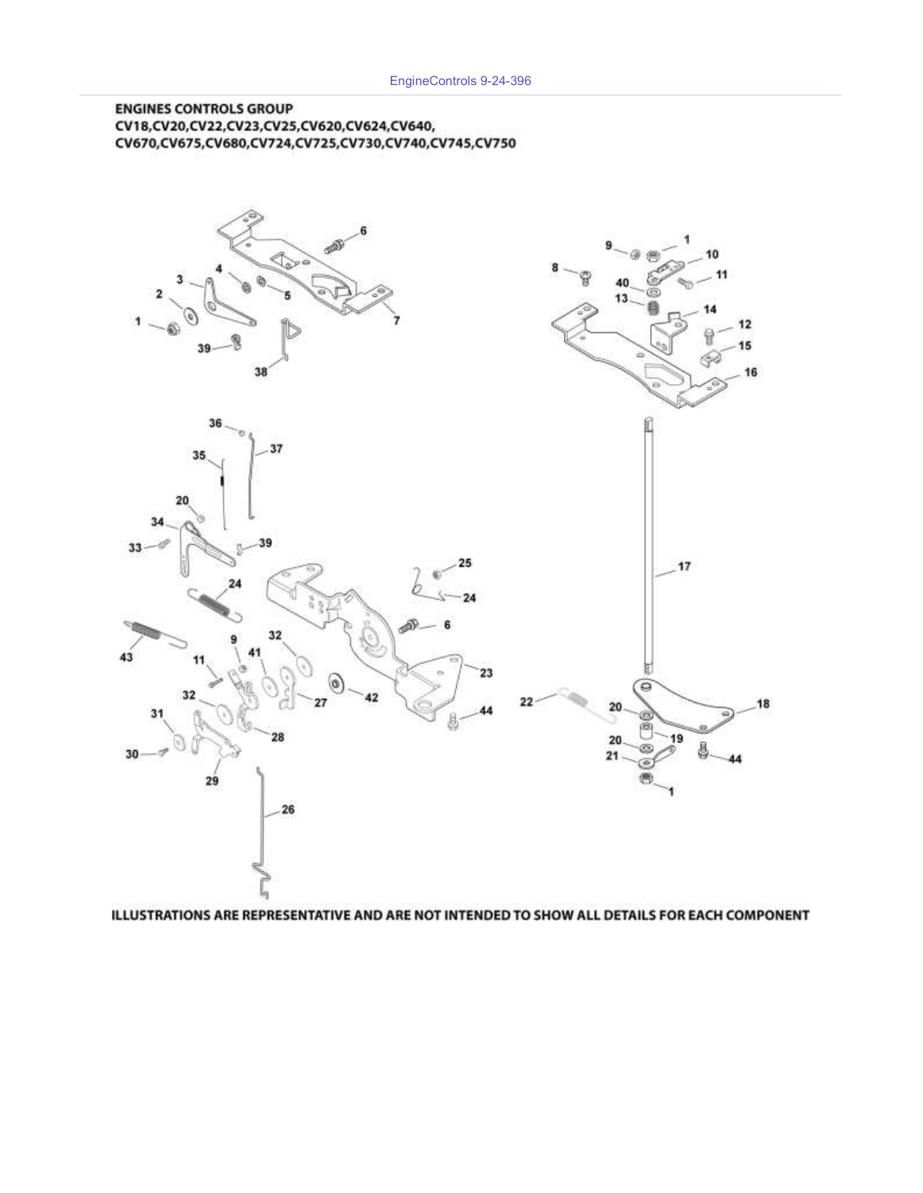EngineControls 9-24-396

## ENGINES CONTROLS GROUP
## CV18,CV20,CV22,CV23,CV25,CV620,CV624,CV640, CV670,CV675,CV680,CV724,CV725,CV730,CV740,CV745,CV750

ILLUSTRATIONS ARE REPRESENTATIVE AND ARE NOT INTENDED TO SHOW ALL DETAILS FOR EACH COMPONENT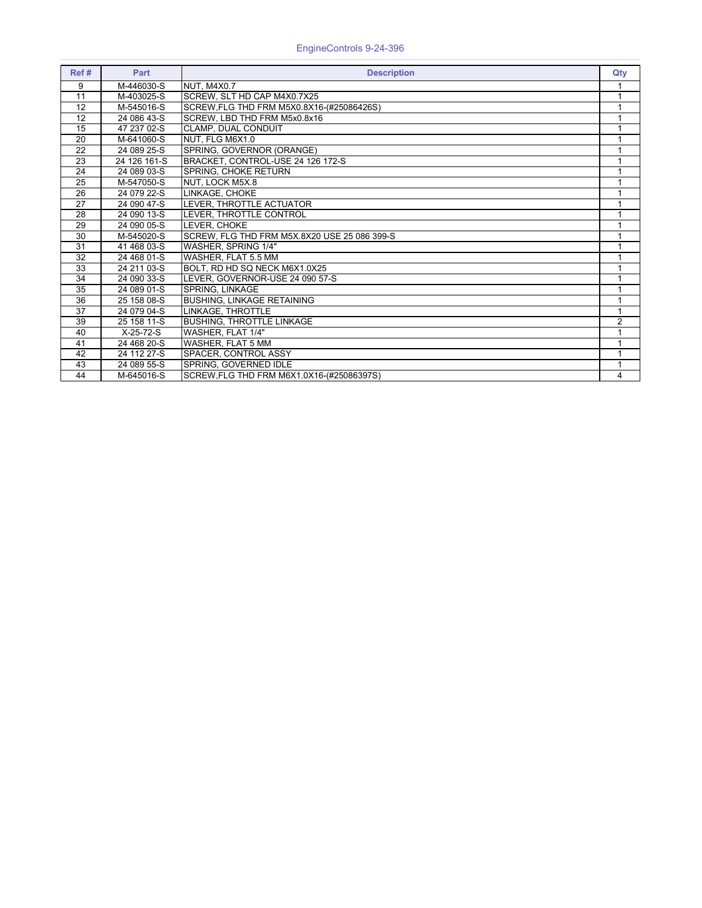EngineControls 9-24-396

| Ref # | Part | Description | Qty |
|---|---|---|---|
| 9 | M-446030-S | NUT, M4X0.7 | 1 |
| 11 | M-403025-S | SCREW, SLT HD CAP M4X0.7X25 | 1 |
| 12 | M-545016-S | SCREW,FLG THD FRM M5X0.8X16-(#25086426S) | 1 |
| 12 | 24 086 43-S | SCREW, LBD THD FRM M5x0.8x16 | 1 |
| 15 | 47 237 02-S | CLAMP, DUAL CONDUIT | 1 |
| 20 | M-641060-S | NUT, FLG M6X1.0 | 1 |
| 22 | 24 089 25-S | SPRING, GOVERNOR (ORANGE) | 1 |
| 23 | 24 126 161-S | BRACKET, CONTROL-USE 24 126 172-S | 1 |
| 24 | 24 089 03-S | SPRING, CHOKE RETURN | 1 |
| 25 | M-547050-S | NUT, LOCK M5X.8 | 1 |
| 26 | 24 079 22-S | LINKAGE, CHOKE | 1 |
| 27 | 24 090 47-S | LEVER, THROTTLE ACTUATOR | 1 |
| 28 | 24 090 13-S | LEVER, THROTTLE CONTROL | 1 |
| 29 | 24 090 05-S | LEVER, CHOKE | 1 |
| 30 | M-545020-S | SCREW, FLG THD FRM M5X.8X20 USE 25 086 399-S | 1 |
| 31 | 41 468 03-S | WASHER, SPRING 1/4" | 1 |
| 32 | 24 468 01-S | WASHER, FLAT 5.5 MM | 1 |
| 33 | 24 211 03-S | BOLT, RD HD SQ NECK M6X1.0X25 | 1 |
| 34 | 24 090 33-S | LEVER, GOVERNOR-USE 24 090 57-S | 1 |
| 35 | 24 089 01-S | SPRING, LINKAGE | 1 |
| 36 | 25 158 08-S | BUSHING, LINKAGE RETAINING | 1 |
| 37 | 24 079 04-S | LINKAGE, THROTTLE | 1 |
| 39 | 25 158 11-S | BUSHING, THROTTLE LINKAGE | 2 |
| 40 | X-25-72-S | WASHER, FLAT 1/4" | 1 |
| 41 | 24 468 20-S | WASHER, FLAT 5 MM | 1 |
| 42 | 24 112 27-S | SPACER, CONTROL ASSY | 1 |
| 43 | 24 089 55-S | SPRING, GOVERNED IDLE | 1 |
| 44 | M-645016-S | SCREW,FLG THD FRM M6X1.0X16-(#25086397S) | 4 |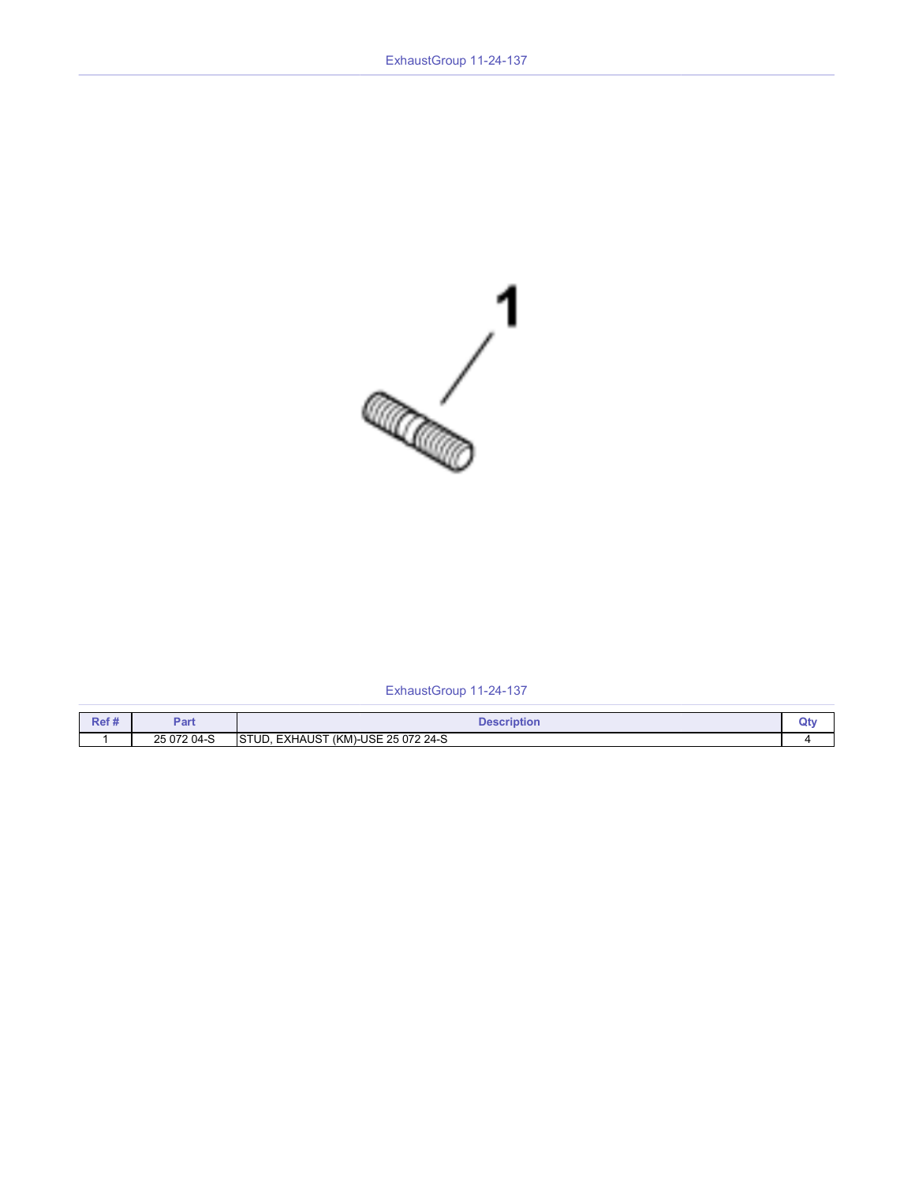# ExhaustGroup 11-24-137

## ExhaustGroup 11-24-137

| Ref # | Part | Description | Qty |
| --- | --- | --- | --- |
| 1 | 25 072 04-S | STUD, EXHAUST (KM)-USE 25 072 24-S | 4 |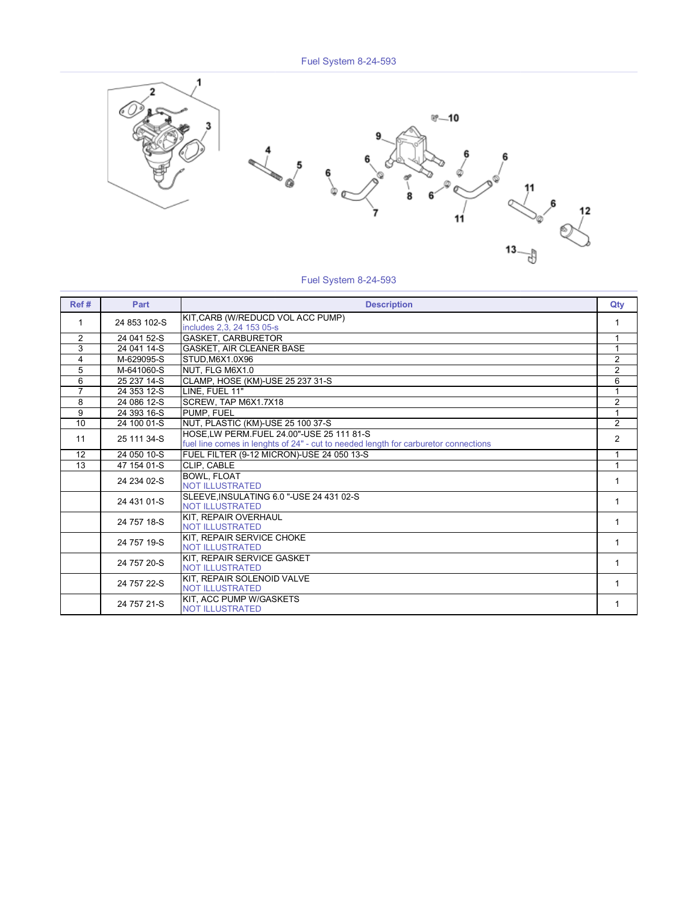# Fuel System 8-24-593

Fuel System 8-24-593

| Ref # | Part | Description | Qty |
|---|---|---|---|
| 1 | 24 853 102-S | KIT,CARB (W/REDUCD VOL ACC PUMP) includes 2,3, 24 153 05-s | 1 |
| 2 | 24 041 52-S | GASKET, CARBURETOR | 1 |
| 3 | 24 041 14-S | GASKET, AIR CLEANER BASE | 1 |
| 4 | M-629095-S | STUD,M6X1.0X96 | 2 |
| 5 | M-641060-S | NUT, FLG M6X1.0 | 2 |
| 6 | 25 237 14-S | CLAMP, HOSE (KM)-USE 25 237 31-S | 6 |
| 7 | 24 353 12-S | LINE, FUEL 11" | 1 |
| 8 | 24 086 12-S | SCREW, TAP M6X1.7X18 | 2 |
| 9 | 24 393 16-S | PUMP, FUEL | 1 |
| 10 | 24 100 01-S | NUT, PLASTIC (KM)-USE 25 100 37-S | 2 |
| 11 | 25 111 34-S | HOSE,LW PERM.FUEL 24.00"-USE 25 111 81-S fuel line comes in lenghts of 24" - cut to needed length for carburetor connections | 2 |
| 12 | 24 050 10-S | FUEL FILTER (9-12 MICRON)-USE 24 050 13-S | 1 |
| 13 | 47 154 01-S | CLIP, CABLE | 1 |
| | 24 234 02-S | BOWL, FLOAT NOT ILLUSTRATED | 1 |
| | 24 431 01-S | SLEEVE,INSULATING 6.0 "-USE 24 431 02-S NOT ILLUSTRATED | 1 |
| | 24 757 18-S | KIT, REPAIR OVERHAUL NOT ILLUSTRATED | 1 |
| | 24 757 19-S | KIT, REPAIR SERVICE CHOKE NOT ILLUSTRATED | 1 |
| | 24 757 20-S | KIT, REPAIR SERVICE GASKET NOT ILLUSTRATED | 1 |
| | 24 757 22-S | KIT, REPAIR SOLENOID VALVE NOT ILLUSTRATED | 1 |
| | 24 757 21-S | KIT, ACC PUMP W/GASKETS NOT ILLUSTRATED | 1 |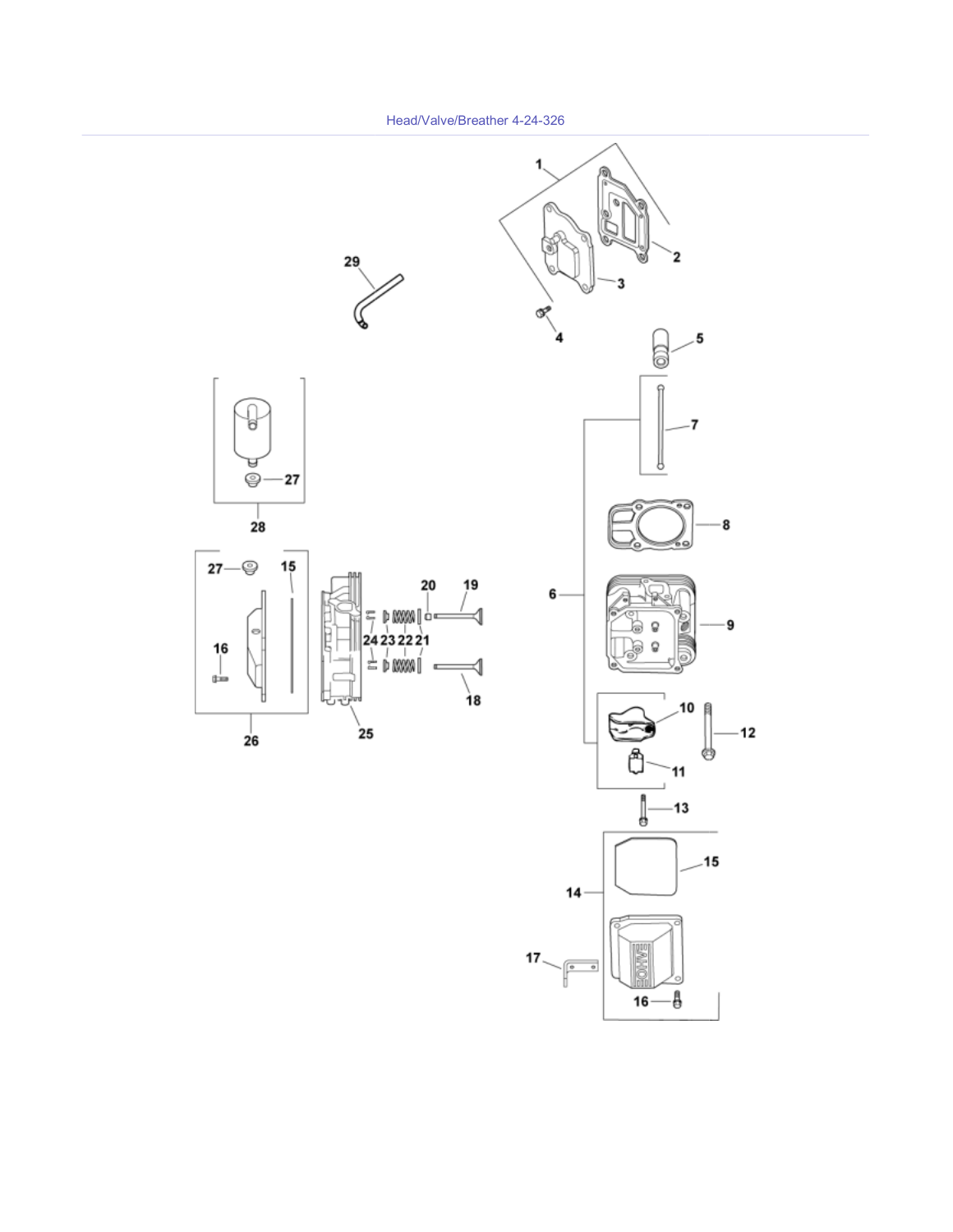Head/Valve/Breather 4-24-326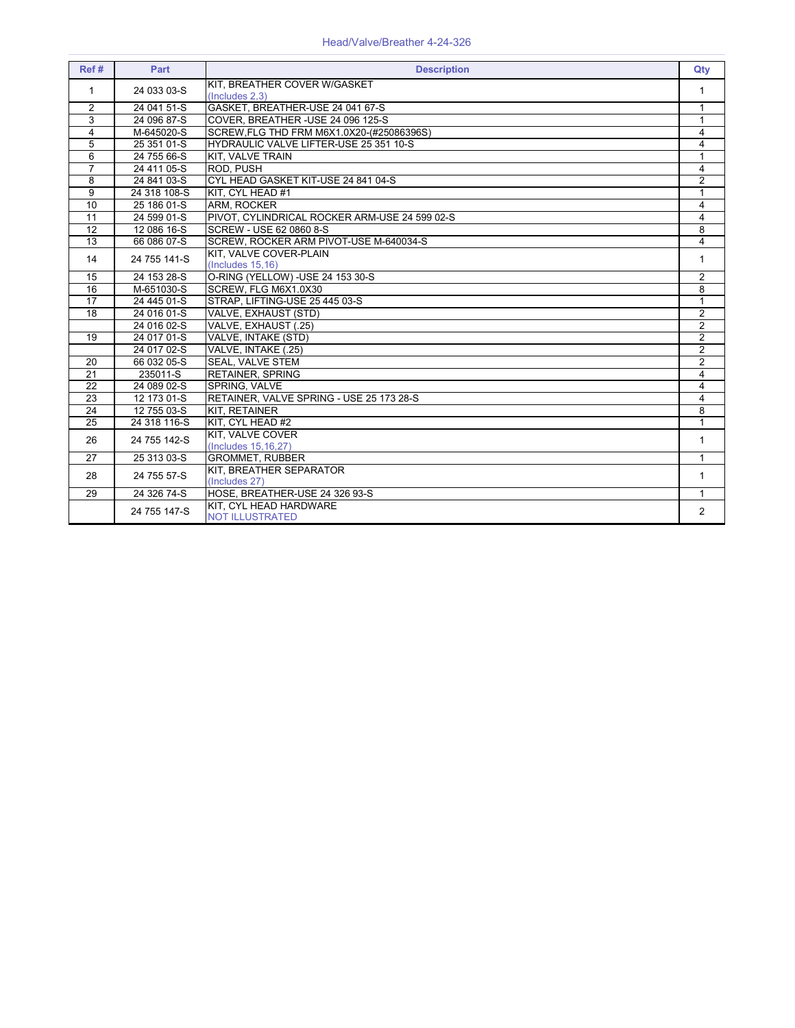## Head/Valve/Breather 4-24-326

| Ref # | Part | Description | Qty |
|---|---|---|---|
| 1 | 24 033 03-S | KIT, BREATHER COVER W/GASKET (Includes 2,3) | 1 |
| 2 | 24 041 51-S | GASKET, BREATHER-USE 24 041 67-S | 1 |
| 3 | 24 096 87-S | COVER, BREATHER -USE 24 096 125-S | 1 |
| 4 | M-645020-S | SCREW,FLG THD FRM M6X1.0X20-(#25086396S) | 4 |
| 5 | 25 351 01-S | HYDRAULIC VALVE LIFTER-USE 25 351 10-S | 4 |
| 6 | 24 755 66-S | KIT, VALVE TRAIN | 1 |
| 7 | 24 411 05-S | ROD, PUSH | 4 |
| 8 | 24 841 03-S | CYL HEAD GASKET KIT-USE 24 841 04-S | 2 |
| 9 | 24 318 108-S | KIT, CYL HEAD #1 | 1 |
| 10 | 25 186 01-S | ARM, ROCKER | 4 |
| 11 | 24 599 01-S | PIVOT, CYLINDRICAL ROCKER ARM-USE 24 599 02-S | 4 |
| 12 | 12 086 16-S | SCREW - USE 62 0860 8-S | 8 |
| 13 | 66 086 07-S | SCREW, ROCKER ARM PIVOT-USE M-640034-S | 4 |
| 14 | 24 755 141-S | KIT, VALVE COVER-PLAIN (Includes 15,16) | 1 |
| 15 | 24 153 28-S | O-RING (YELLOW) -USE 24 153 30-S | 2 |
| 16 | M-651030-S | SCREW, FLG M6X1.0X30 | 8 |
| 17 | 24 445 01-S | STRAP, LIFTING-USE 25 445 03-S | 1 |
| 18 | 24 016 01-S | VALVE, EXHAUST (STD) | 2 |
| | 24 016 02-S | VALVE, EXHAUST (.25) | 2 |
| 19 | 24 017 01-S | VALVE, INTAKE (STD) | 2 |
| | 24 017 02-S | VALVE, INTAKE (.25) | 2 |
| 20 | 66 032 05-S | SEAL, VALVE STEM | 2 |
| 21 | 235011-S | RETAINER, SPRING | 4 |
| 22 | 24 089 02-S | SPRING, VALVE | 4 |
| 23 | 12 173 01-S | RETAINER, VALVE SPRING - USE 25 173 28-S | 4 |
| 24 | 12 755 03-S | KIT, RETAINER | 8 |
| 25 | 24 318 116-S | KIT, CYL HEAD #2 | 1 |
| 26 | 24 755 142-S | KIT, VALVE COVER (Includes 15,16,27) | 1 |
| 27 | 25 313 03-S | GROMMET, RUBBER | 1 |
| 28 | 24 755 57-S | KIT, BREATHER SEPARATOR (Includes 27) | 1 |
| 29 | 24 326 74-S | HOSE, BREATHER-USE 24 326 93-S | 1 |
| | 24 755 147-S | KIT, CYL HEAD HARDWARE NOT ILLUSTRATED | 2 |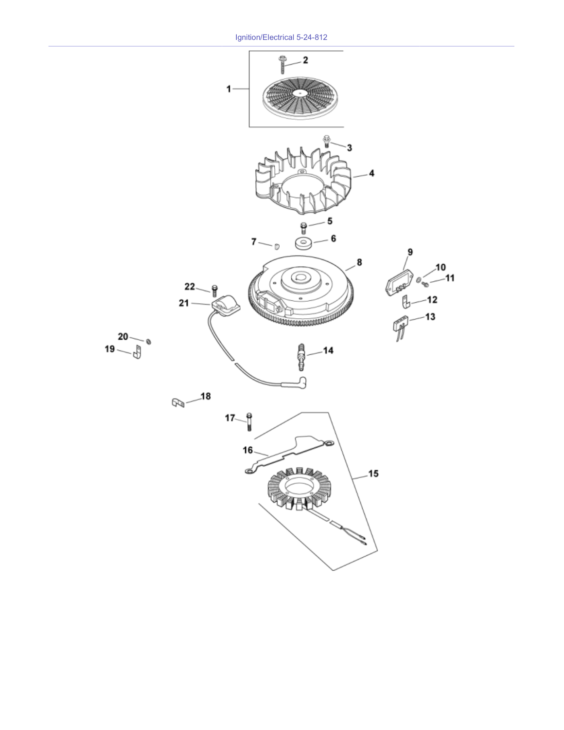# Ignition/Electrical 5-24-812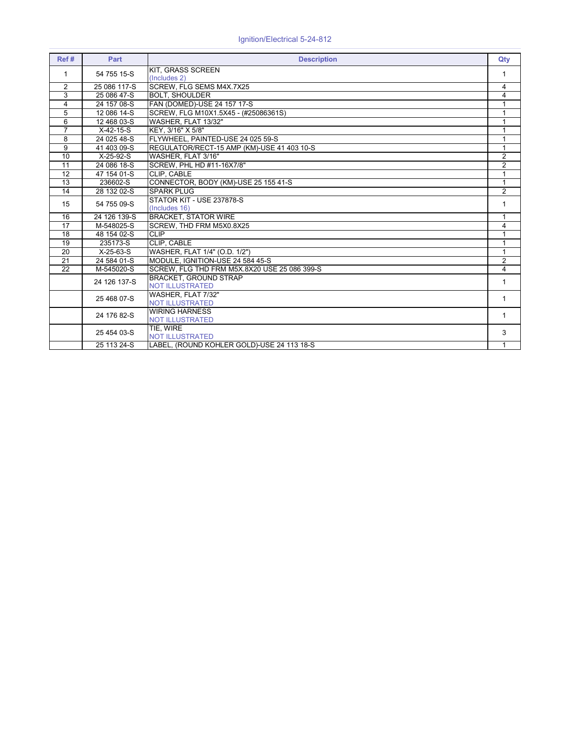## Ignition/Electrical 5-24-812

| Ref # | Part | Description | Qty |
|---|---|---|---|
| 1 | 54 755 15-S | KIT, GRASS SCREEN (Includes 2) | 1 |
| 2 | 25 086 117-S | SCREW, FLG SEMS M4X.7X25 | 4 |
| 3 | 25 086 47-S | BOLT, SHOULDER | 4 |
| 4 | 24 157 08-S | FAN (DOMED)-USE 24 157 17-S | 1 |
| 5 | 12 086 14-S | SCREW, FLG M10X1.5X45 - (#25086361S) | 1 |
| 6 | 12 468 03-S | WASHER, FLAT 13/32" | 1 |
| 7 | X-42-15-S | KEY, 3/16" X 5/8" | 1 |
| 8 | 24 025 48-S | FLYWHEEL, PAINTED-USE 24 025 59-S | 1 |
| 9 | 41 403 09-S | REGULATOR/RECT-15 AMP (KM)-USE 41 403 10-S | 1 |
| 10 | X-25-92-S | WASHER, FLAT 3/16" | 2 |
| 11 | 24 086 18-S | SCREW, PHL HD #11-16X7/8" | 2 |
| 12 | 47 154 01-S | CLIP, CABLE | 1 |
| 13 | 236602-S | CONNECTOR, BODY (KM)-USE 25 155 41-S | 1 |
| 14 | 28 132 02-S | SPARK PLUG | 2 |
| 15 | 54 755 09-S | STATOR KIT - USE 237878-S (Includes 16) | 1 |
| 16 | 24 126 139-S | BRACKET, STATOR WIRE | 1 |
| 17 | M-548025-S | SCREW, THD FRM M5X0.8X25 | 4 |
| 18 | 48 154 02-S | CLIP | 1 |
| 19 | 235173-S | CLIP, CABLE | 1 |
| 20 | X-25-63-S | WASHER, FLAT 1/4" (O.D. 1/2") | 1 |
| 21 | 24 584 01-S | MODULE, IGNITION-USE 24 584 45-S | 2 |
| 22 | M-545020-S | SCREW, FLG THD FRM M5X.8X20 USE 25 086 399-S | 4 |
| | 24 126 137-S | BRACKET, GROUND STRAP NOT ILLUSTRATED | 1 |
| | 25 468 07-S | WASHER, FLAT 7/32" NOT ILLUSTRATED | 1 |
| | 24 176 82-S | WIRING HARNESS NOT ILLUSTRATED | 1 |
| | 25 454 03-S | TIE, WIRE NOT ILLUSTRATED | 3 |
| | 25 113 24-S | LABEL, (ROUND KOHLER GOLD)-USE 24 113 18-S | 1 |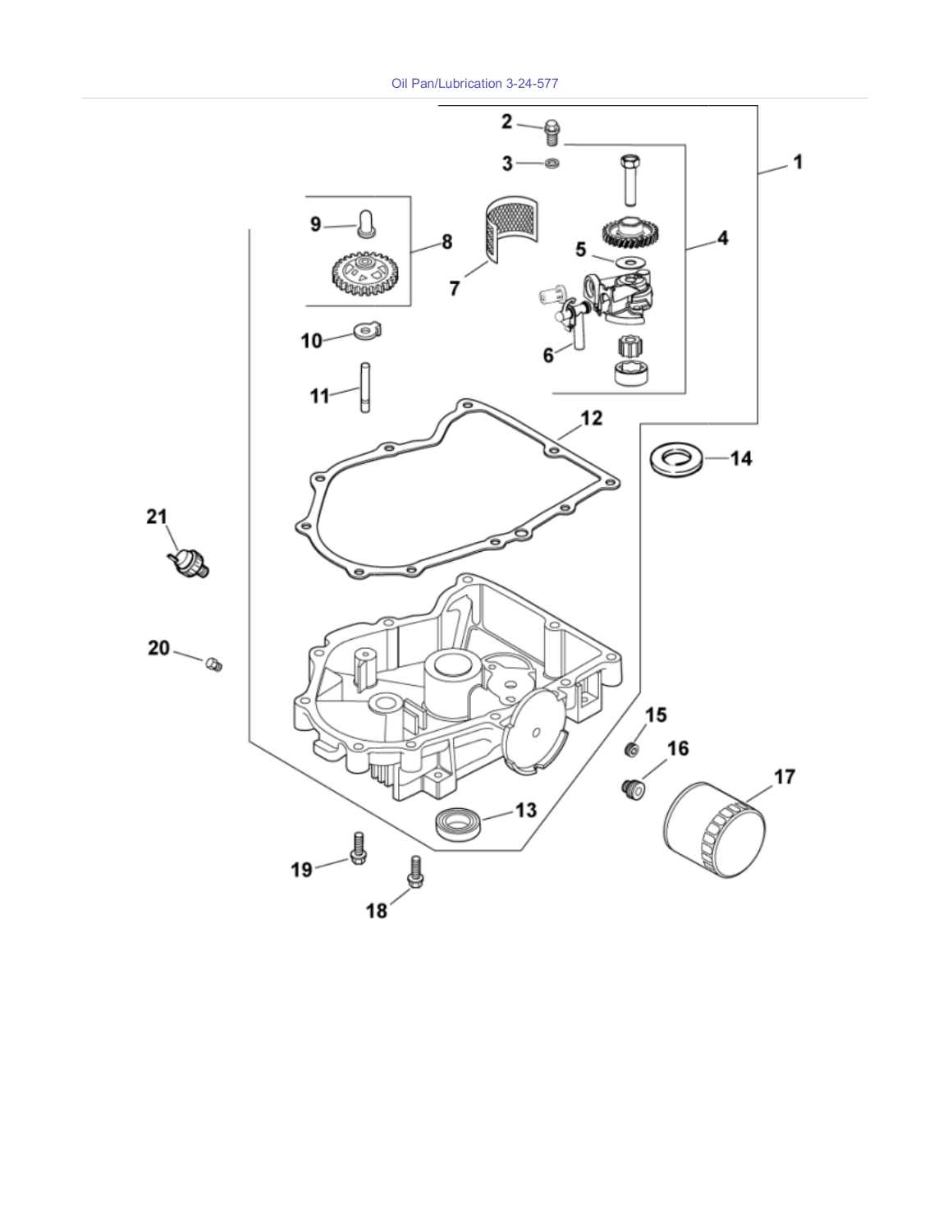Oil Pan/Lubrication 3-24-577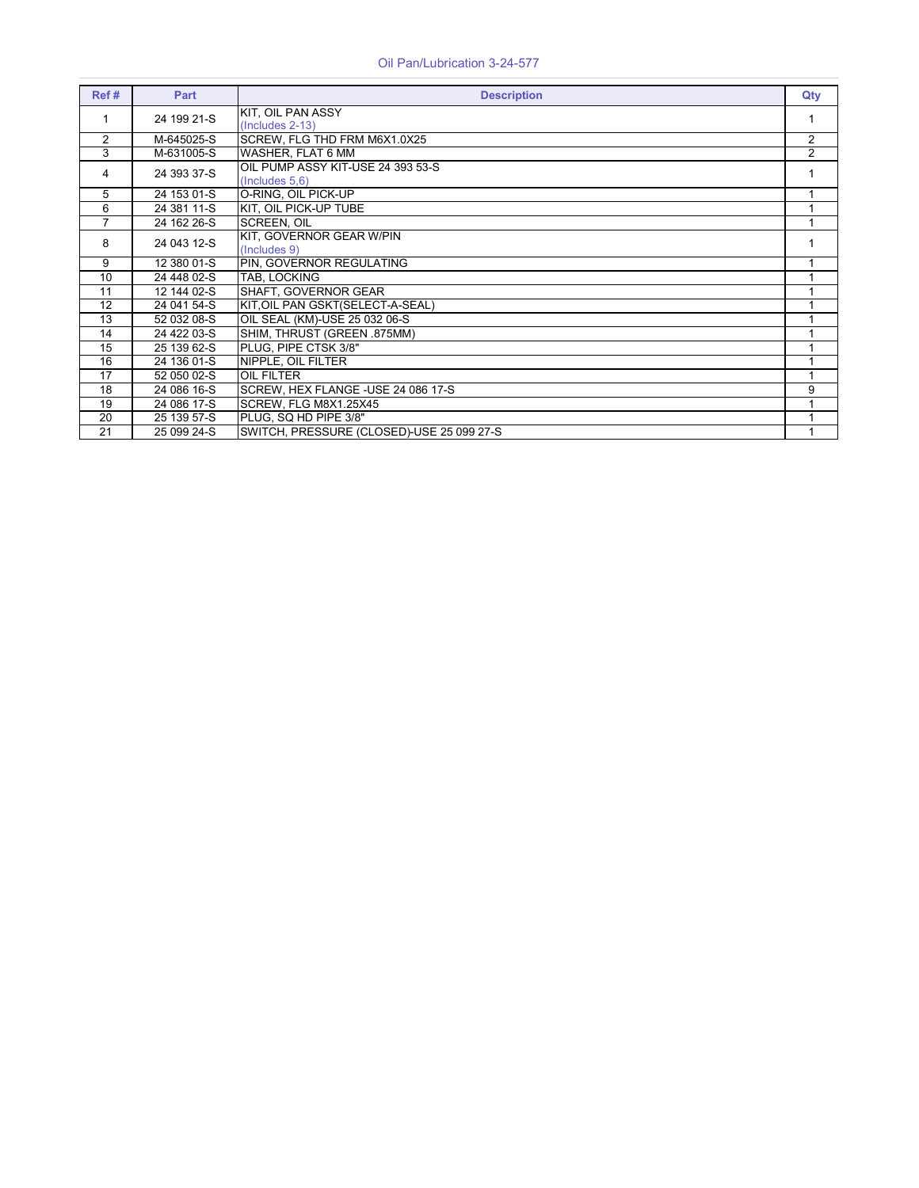## Oil Pan/Lubrication 3-24-577

| Ref # | Part | Description | Qty |
|---|---|---|---|
| 1 | 24 199 21-S | KIT, OIL PAN ASSY (Includes 2-13) | 1 |
| 2 | M-645025-S | SCREW, FLG THD FRM M6X1.0X25 | 2 |
| 3 | M-631005-S | WASHER, FLAT 6 MM | 2 |
| 4 | 24 393 37-S | OIL PUMP ASSY KIT-USE 24 393 53-S (Includes 5,6) | 1 |
| 5 | 24 153 01-S | O-RING, OIL PICK-UP | 1 |
| 6 | 24 381 11-S | KIT, OIL PICK-UP TUBE | 1 |
| 7 | 24 162 26-S | SCREEN, OIL | 1 |
| 8 | 24 043 12-S | KIT, GOVERNOR GEAR W/PIN (Includes 9) | 1 |
| 9 | 12 380 01-S | PIN, GOVERNOR REGULATING | 1 |
| 10 | 24 448 02-S | TAB, LOCKING | 1 |
| 11 | 12 144 02-S | SHAFT, GOVERNOR GEAR | 1 |
| 12 | 24 041 54-S | KIT,OIL PAN GSKT(SELECT-A-SEAL) | 1 |
| 13 | 52 032 08-S | OIL SEAL (KM)-USE 25 032 06-S | 1 |
| 14 | 24 422 03-S | SHIM, THRUST (GREEN .875MM) | 1 |
| 15 | 25 139 62-S | PLUG, PIPE CTSK 3/8" | 1 |
| 16 | 24 136 01-S | NIPPLE, OIL FILTER | 1 |
| 17 | 52 050 02-S | OIL FILTER | 1 |
| 18 | 24 086 16-S | SCREW, HEX FLANGE -USE 24 086 17-S | 9 |
| 19 | 24 086 17-S | SCREW, FLG M8X1.25X45 | 1 |
| 20 | 25 139 57-S | PLUG, SQ HD PIPE 3/8" | 1 |
| 21 | 25 099 24-S | SWITCH, PRESSURE (CLOSED)-USE 25 099 27-S | 1 |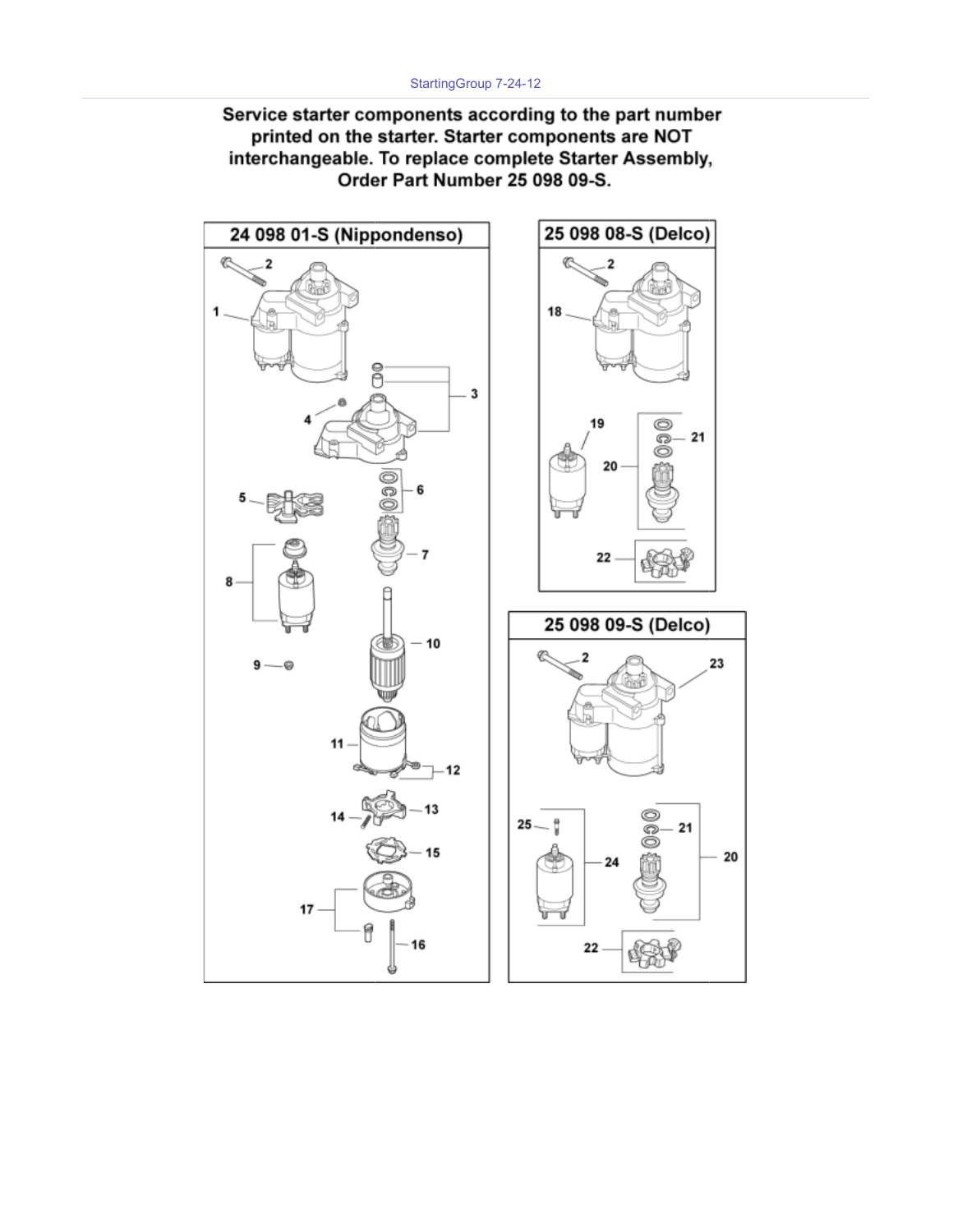**Service starter components according to the part number printed on the starter. Starter components are NOT interchangeable. To replace complete Starter Assembly, Order Part Number 25 098 09-S.**

## 24 098 01-S (Nippondenso)

2, 1, 3, 4, 5, 6, 7, 8, 9, 10, 11, 12, 13, 14, 15, 17, 16

## 25 098 08-S (Delco)

2, 18, 19, 21, 20, 22

## 25 098 09-S (Delco)

2, 23, 25, 21, 24, 20, 22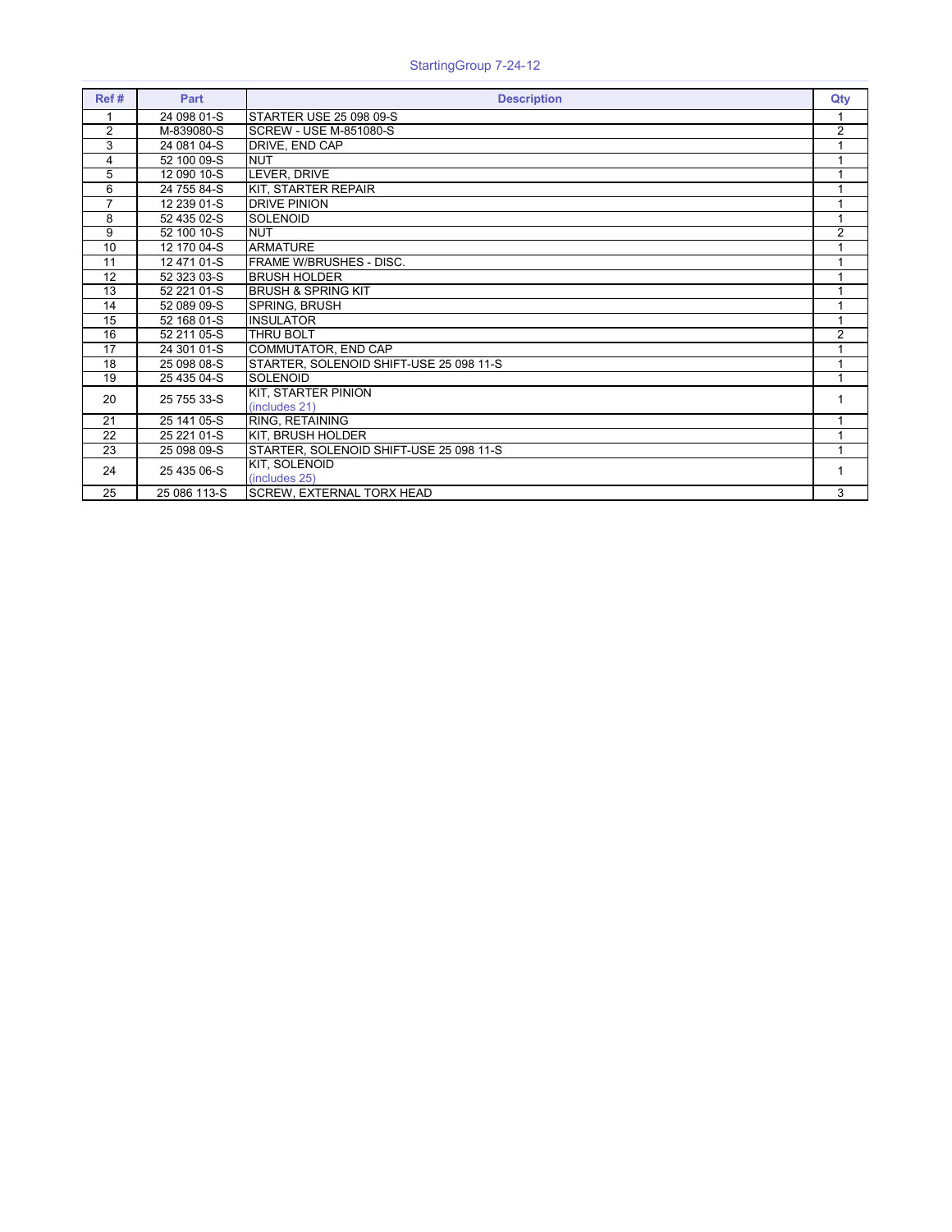StartingGroup 7-24-12

| Ref # | Part | Description | Qty |
|---|---|---|---|
| 1 | 24 098 01-S | STARTER USE 25 098 09-S | 1 |
| 2 | M-839080-S | SCREW - USE M-851080-S | 2 |
| 3 | 24 081 04-S | DRIVE, END CAP | 1 |
| 4 | 52 100 09-S | NUT | 1 |
| 5 | 12 090 10-S | LEVER, DRIVE | 1 |
| 6 | 24 755 84-S | KIT, STARTER REPAIR | 1 |
| 7 | 12 239 01-S | DRIVE PINION | 1 |
| 8 | 52 435 02-S | SOLENOID | 1 |
| 9 | 52 100 10-S | NUT | 2 |
| 10 | 12 170 04-S | ARMATURE | 1 |
| 11 | 12 471 01-S | FRAME W/BRUSHES - DISC. | 1 |
| 12 | 52 323 03-S | BRUSH HOLDER | 1 |
| 13 | 52 221 01-S | BRUSH & SPRING KIT | 1 |
| 14 | 52 089 09-S | SPRING, BRUSH | 1 |
| 15 | 52 168 01-S | INSULATOR | 1 |
| 16 | 52 211 05-S | THRU BOLT | 2 |
| 17 | 24 301 01-S | COMMUTATOR, END CAP | 1 |
| 18 | 25 098 08-S | STARTER, SOLENOID SHIFT-USE 25 098 11-S | 1 |
| 19 | 25 435 04-S | SOLENOID | 1 |
| 20 | 25 755 33-S | KIT, STARTER PINION (includes 21) | 1 |
| 21 | 25 141 05-S | RING, RETAINING | 1 |
| 22 | 25 221 01-S | KIT, BRUSH HOLDER | 1 |
| 23 | 25 098 09-S | STARTER, SOLENOID SHIFT-USE 25 098 11-S | 1 |
| 24 | 25 435 06-S | KIT, SOLENOID (includes 25) | 1 |
| 25 | 25 086 113-S | SCREW, EXTERNAL TORX HEAD | 3 |